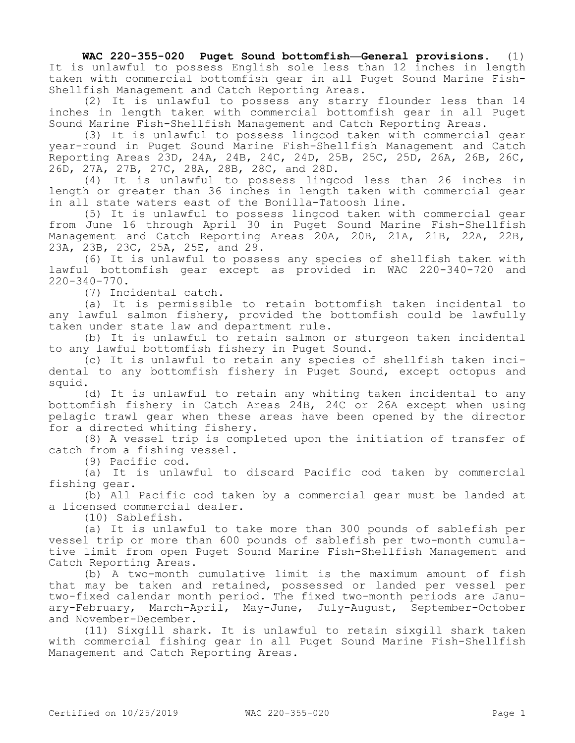**WAC 220-355-020 Puget Sound bottomfish—General provisions.** (1) It is unlawful to possess English sole less than 12 inches in length taken with commercial bottomfish gear in all Puget Sound Marine Fish-Shellfish Management and Catch Reporting Areas.

(2) It is unlawful to possess any starry flounder less than 14 inches in length taken with commercial bottomfish gear in all Puget Sound Marine Fish-Shellfish Management and Catch Reporting Areas.

(3) It is unlawful to possess lingcod taken with commercial gear year-round in Puget Sound Marine Fish-Shellfish Management and Catch Reporting Areas 23D, 24A, 24B, 24C, 24D, 25B, 25C, 25D, 26A, 26B, 26C, 26D, 27A, 27B, 27C, 28A, 28B, 28C, and 28D.

(4) It is unlawful to possess lingcod less than 26 inches in length or greater than 36 inches in length taken with commercial gear in all state waters east of the Bonilla-Tatoosh line.

(5) It is unlawful to possess lingcod taken with commercial gear from June 16 through April 30 in Puget Sound Marine Fish-Shellfish Management and Catch Reporting Areas 20A, 20B, 21A, 21B, 22A, 22B, 23A, 23B, 23C, 25A, 25E, and 29.

(6) It is unlawful to possess any species of shellfish taken with lawful bottomfish gear except as provided in WAC 220-340-720 and 220-340-770.

(7) Incidental catch.

(a) It is permissible to retain bottomfish taken incidental to any lawful salmon fishery, provided the bottomfish could be lawfully taken under state law and department rule.

(b) It is unlawful to retain salmon or sturgeon taken incidental to any lawful bottomfish fishery in Puget Sound.

(c) It is unlawful to retain any species of shellfish taken incidental to any bottomfish fishery in Puget Sound, except octopus and squid.

(d) It is unlawful to retain any whiting taken incidental to any bottomfish fishery in Catch Areas 24B, 24C or 26A except when using pelagic trawl gear when these areas have been opened by the director for a directed whiting fishery.

(8) A vessel trip is completed upon the initiation of transfer of catch from a fishing vessel.

(9) Pacific cod.

(a) It is unlawful to discard Pacific cod taken by commercial fishing gear.

(b) All Pacific cod taken by a commercial gear must be landed at a licensed commercial dealer.

(10) Sablefish.

(a) It is unlawful to take more than 300 pounds of sablefish per vessel trip or more than 600 pounds of sablefish per two-month cumulative limit from open Puget Sound Marine Fish-Shellfish Management and Catch Reporting Areas.

(b) A two-month cumulative limit is the maximum amount of fish that may be taken and retained, possessed or landed per vessel per two-fixed calendar month period. The fixed two-month periods are January-February, March-April, May-June, July-August, September-October and November-December.

(11) Sixgill shark. It is unlawful to retain sixgill shark taken with commercial fishing gear in all Puget Sound Marine Fish-Shellfish Management and Catch Reporting Areas.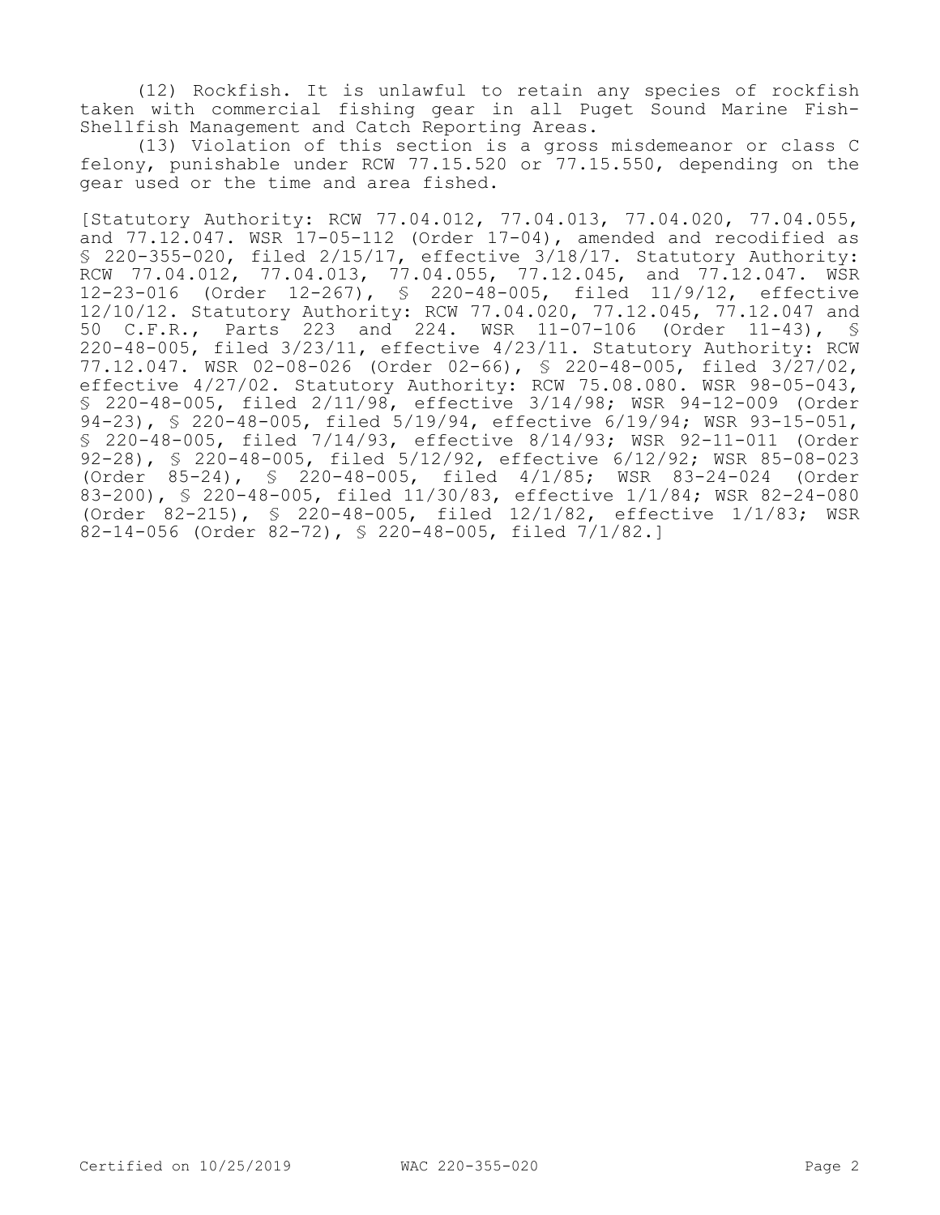(12) Rockfish. It is unlawful to retain any species of rockfish taken with commercial fishing gear in all Puget Sound Marine Fish-Shellfish Management and Catch Reporting Areas.

(13) Violation of this section is a gross misdemeanor or class C felony, punishable under RCW 77.15.520 or 77.15.550, depending on the gear used or the time and area fished.

[Statutory Authority: RCW 77.04.012, 77.04.013, 77.04.020, 77.04.055, and 77.12.047. WSR 17-05-112 (Order 17-04), amended and recodified as § 220-355-020, filed 2/15/17, effective 3/18/17. Statutory Authority: RCW 77.04.012, 77.04.013, 77.04.055, 77.12.045, and 77.12.047. WSR 12-23-016 (Order 12-267), § 220-48-005, filed 11/9/12, effective 12/10/12. Statutory Authority: RCW 77.04.020, 77.12.045, 77.12.047 and 50 C.F.R., Parts 223 and 224. WSR 11-07-106 (Order 11-43), § 220-48-005, filed 3/23/11, effective 4/23/11. Statutory Authority: RCW 77.12.047. WSR 02-08-026 (Order 02-66), § 220-48-005, filed 3/27/02, effective 4/27/02. Statutory Authority: RCW 75.08.080. WSR 98-05-043, § 220-48-005, filed 2/11/98, effective 3/14/98; WSR 94-12-009 (Order 94-23), § 220-48-005, filed 5/19/94, effective 6/19/94; WSR 93-15-051, § 220-48-005, filed 7/14/93, effective 8/14/93; WSR 92-11-011 (Order 92-28), § 220-48-005, filed 5/12/92, effective 6/12/92; WSR 85-08-023 (Order 85-24), § 220-48-005, filed 4/1/85; WSR 83-24-024 (Order 83-200), § 220-48-005, filed 11/30/83, effective 1/1/84; WSR 82-24-080 (Order 82-215), § 220-48-005, filed 12/1/82, effective 1/1/83; WSR 82-14-056 (Order 82-72), § 220-48-005, filed 7/1/82.]